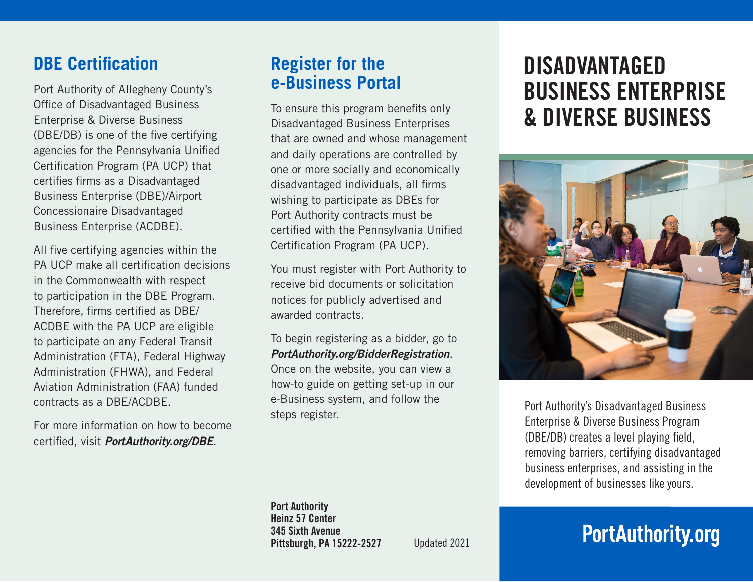## DBE Certification

Port Authority of Allegheny County's Office of Disadvantaged Business Enterprise & Diverse Business (DBE/DB) is one of the five certifying agencies for the Pennsylvania Unified Certification Program (PA UCP) that certifies firms as a Disadvantaged Business Enterprise (DBE)/Airport Concessionaire Disadvantaged Business Enterprise (ACDBE).

All five certifying agencies within the PA UCP make all certification decisions in the Commonwealth with respect to participation in the DBE Program. Therefore, firms certified as DBE/ACDBE with the PA UCP are eligible to participate on any Federal Transit Administration (FTA), Federal Highway Administration (FHWA), and Federal Aviation Administration (FAA) funded contracts as a DBE/ACDBE.

For more information on how to become certified, visit ***PortAuthority.org/DBE***.

## Register for the e-Business Portal

To ensure this program benefits only Disadvantaged Business Enterprises that are owned and whose management and daily operations are controlled by one or more socially and economically disadvantaged individuals, all firms wishing to participate as DBEs for Port Authority contracts must be certified with the Pennsylvania Unified Certification Program (PA UCP).

You must register with Port Authority to receive bid documents or solicitation notices for publicly advertised and awarded contracts.

To begin registering as a bidder, go to ***PortAuthority.org/BidderRegistration***. Once on the website, you can view a how-to guide on getting set-up in our e-Business system, and follow the steps register.

**Port Authority**
**Heinz 57 Center**
**345 Sixth Avenue**
**Pittsburgh, PA 15222-2527**

Updated 2021

# DISADVANTAGED BUSINESS ENTERPRISE & DIVERSE BUSINESS

Port Authority's Disadvantaged Business Enterprise & Diverse Business Program (DBE/DB) creates a level playing field, removing barriers, certifying disadvantaged business enterprises, and assisting in the development of businesses like yours.

**PortAuthority.org**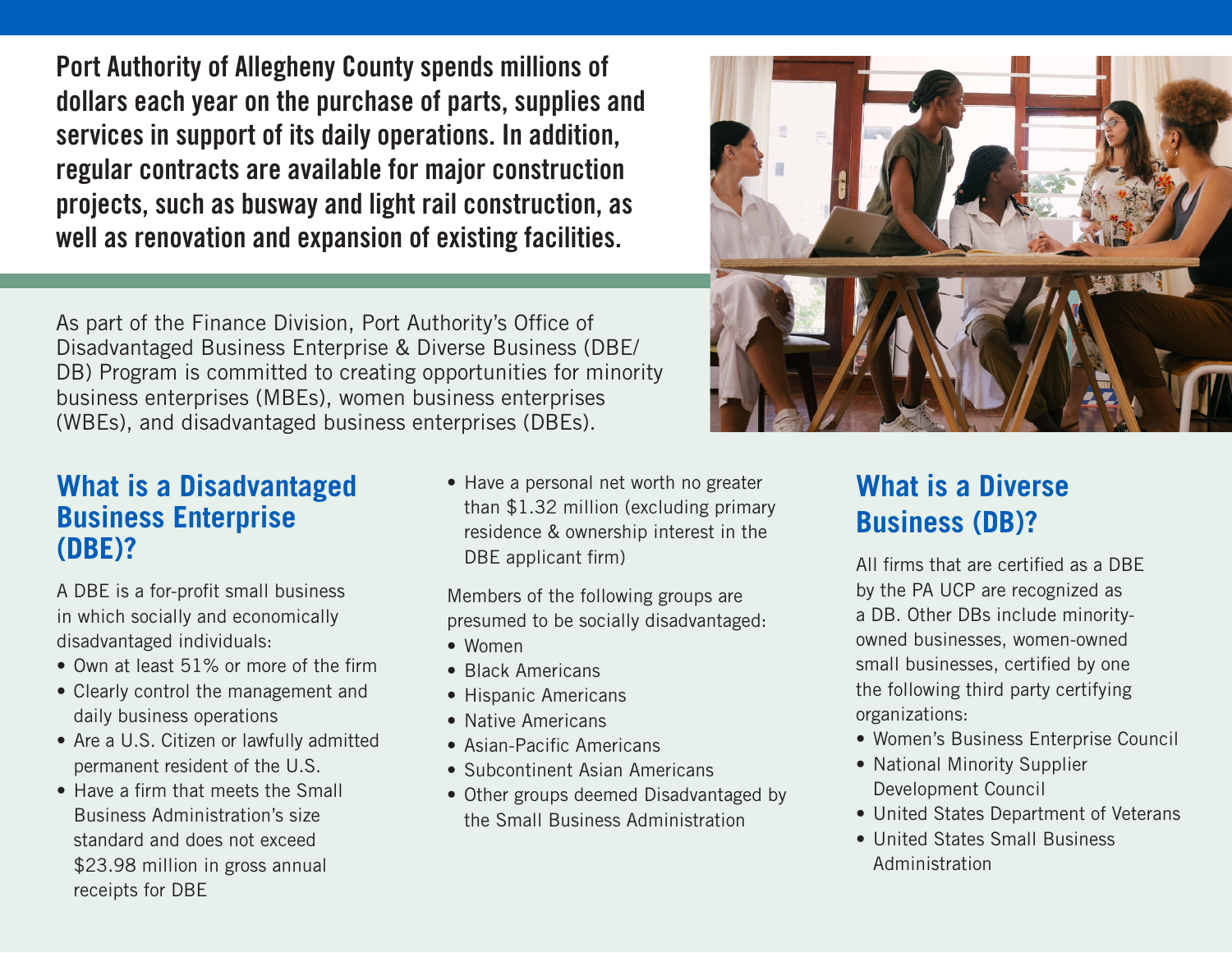**Port Authority of Allegheny County spends millions of dollars each year on the purchase of parts, supplies and services in support of its daily operations. In addition, regular contracts are available for major construction projects, such as busway and light rail construction, as well as renovation and expansion of existing facilities.**

As part of the Finance Division, Port Authority's Office of Disadvantaged Business Enterprise & Diverse Business (DBE/DB) Program is committed to creating opportunities for minority business enterprises (MBEs), women business enterprises (WBEs), and disadvantaged business enterprises (DBEs).

## What is a Disadvantaged Business Enterprise (DBE)?

A DBE is a for-profit small business in which socially and economically disadvantaged individuals:

- Own at least 51% or more of the firm
- Clearly control the management and daily business operations
- Are a U.S. Citizen or lawfully admitted permanent resident of the U.S.
- Have a firm that meets the Small Business Administration's size standard and does not exceed $23.98 million in gross annual receipts for DBE
- Have a personal net worth no greater than $1.32 million (excluding primary residence & ownership interest in the DBE applicant firm)

Members of the following groups are presumed to be socially disadvantaged:

- Women
- Black Americans
- Hispanic Americans
- Native Americans
- Asian-Pacific Americans
- Subcontinent Asian Americans
- Other groups deemed Disadvantaged by the Small Business Administration

## What is a Diverse Business (DB)?

All firms that are certified as a DBE by the PA UCP are recognized as a DB. Other DBs include minority-owned businesses, women-owned small businesses, certified by one the following third party certifying organizations:

- Women's Business Enterprise Council
- National Minority Supplier Development Council
- United States Department of Veterans
- United States Small Business Administration